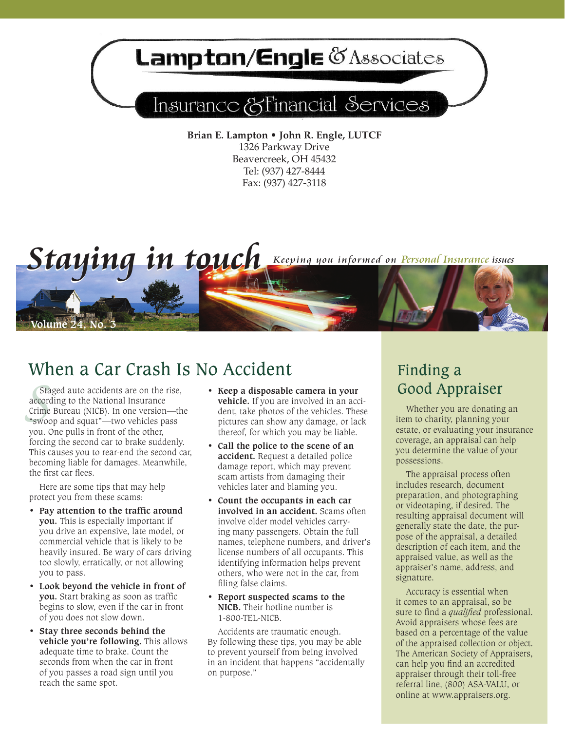# Lampton/Engle & Associates

## Insurance & Financial Services

**Brian E. Lampton • John R. Engle, LUTCF**
1326 Parkway Drive
Beavercreek, OH 45432
Tel: (937) 427-8444
Fax: (937) 427-3118

# Staying in touch

*Keeping you informed on Personal Insurance issues*

Volume 24, No. 3

## When a Car Crash Is No Accident

Staged auto accidents are on the rise, according to the National Insurance Crime Bureau (NICB). In one version—the "swoop and squat"—two vehicles pass you. One pulls in front of the other, forcing the second car to brake suddenly. This causes you to rear-end the second car, becoming liable for damages. Meanwhile, the first car flees.

Here are some tips that may help protect you from these scams:

- **Pay attention to the traffic around you.** This is especially important if you drive an expensive, late model, or commercial vehicle that is likely to be heavily insured. Be wary of cars driving too slowly, erratically, or not allowing you to pass.
- **Look beyond the vehicle in front of you.** Start braking as soon as traffic begins to slow, even if the car in front of you does not slow down.
- **Stay three seconds behind the vehicle you're following.** This allows adequate time to brake. Count the seconds from when the car in front of you passes a road sign until you reach the same spot.
- **Keep a disposable camera in your vehicle.** If you are involved in an accident, take photos of the vehicles. These pictures can show any damage, or lack thereof, for which you may be liable.
- **Call the police to the scene of an accident.** Request a detailed police damage report, which may prevent scam artists from damaging their vehicles later and blaming you.
- **Count the occupants in each car involved in an accident.** Scams often involve older model vehicles carrying many passengers. Obtain the full names, telephone numbers, and driver's license numbers of all occupants. This identifying information helps prevent others, who were not in the car, from filing false claims.
- **Report suspected scams to the NICB.** Their hotline number is 1-800-TEL-NICB.

Accidents are traumatic enough. By following these tips, you may be able to prevent yourself from being involved in an incident that happens "accidentally on purpose."

## Finding a Good Appraiser

Whether you are donating an item to charity, planning your estate, or evaluating your insurance coverage, an appraisal can help you determine the value of your possessions.

The appraisal process often includes research, document preparation, and photographing or videotaping, if desired. The resulting appraisal document will generally state the date, the purpose of the appraisal, a detailed description of each item, and the appraised value, as well as the appraiser's name, address, and signature.

Accuracy is essential when it comes to an appraisal, so be sure to find a *qualified* professional. Avoid appraisers whose fees are based on a percentage of the value of the appraised collection or object. The American Society of Appraisers, can help you find an accredited appraiser through their toll-free referral line, (800) ASA-VALU, or online at www.appraisers.org.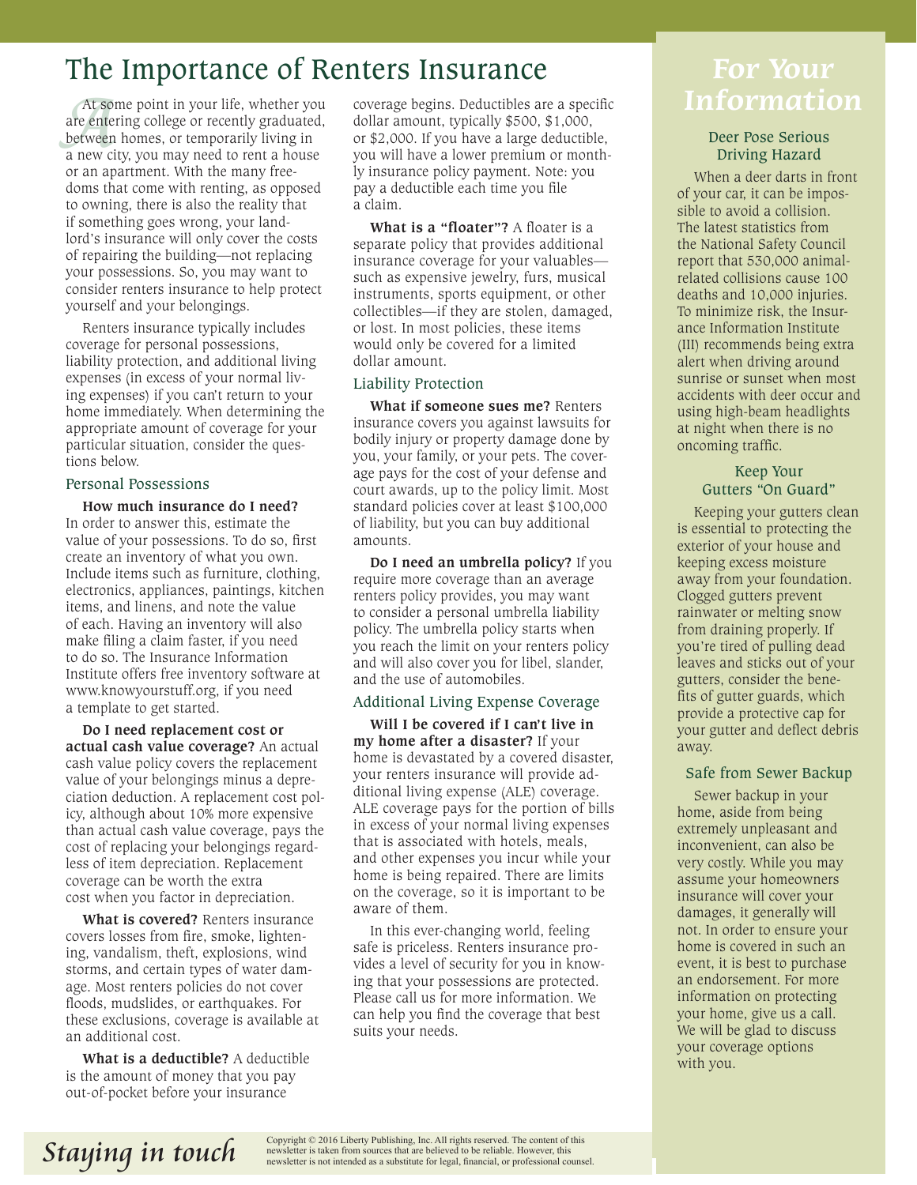# The Importance of Renters Insurance

At some point in your life, whether you are entering college or recently graduated, between homes, or temporarily living in a new city, you may need to rent a house or an apartment. With the many freedoms that come with renting, as opposed to owning, there is also the reality that if something goes wrong, your landlord's insurance will only cover the costs of repairing the building—not replacing your possessions. So, you may want to consider renters insurance to help protect yourself and your belongings.

Renters insurance typically includes coverage for personal possessions, liability protection, and additional living expenses (in excess of your normal living expenses) if you can't return to your home immediately. When determining the appropriate amount of coverage for your particular situation, consider the questions below.

## Personal Possessions

**How much insurance do I need?** In order to answer this, estimate the value of your possessions. To do so, first create an inventory of what you own. Include items such as furniture, clothing, electronics, appliances, paintings, kitchen items, and linens, and note the value of each. Having an inventory will also make filing a claim faster, if you need to do so. The Insurance Information Institute offers free inventory software at www.knowyourstuff.org, if you need a template to get started.

**Do I need replacement cost or actual cash value coverage?** An actual cash value policy covers the replacement value of your belongings minus a depreciation deduction. A replacement cost policy, although about 10% more expensive than actual cash value coverage, pays the cost of replacing your belongings regardless of item depreciation. Replacement coverage can be worth the extra cost when you factor in depreciation.

**What is covered?** Renters insurance covers losses from fire, smoke, lightening, vandalism, theft, explosions, wind storms, and certain types of water damage. Most renters policies do not cover floods, mudslides, or earthquakes. For these exclusions, coverage is available at an additional cost.

**What is a deductible?** A deductible is the amount of money that you pay out-of-pocket before your insurance coverage begins. Deductibles are a specific dollar amount, typically $500, $1,000, or $2,000. If you have a large deductible, you will have a lower premium or monthly insurance policy payment. Note: you pay a deductible each time you file a claim.

**What is a "floater"?** A floater is a separate policy that provides additional insurance coverage for your valuables—such as expensive jewelry, furs, musical instruments, sports equipment, or other collectibles—if they are stolen, damaged, or lost. In most policies, these items would only be covered for a limited dollar amount.

## Liability Protection

**What if someone sues me?** Renters insurance covers you against lawsuits for bodily injury or property damage done by you, your family, or your pets. The coverage pays for the cost of your defense and court awards, up to the policy limit. Most standard policies cover at least $100,000 of liability, but you can buy additional amounts.

**Do I need an umbrella policy?** If you require more coverage than an average renters policy provides, you may want to consider a personal umbrella liability policy. The umbrella policy starts when you reach the limit on your renters policy and will also cover you for libel, slander, and the use of automobiles.

## Additional Living Expense Coverage

**Will I be covered if I can't live in my home after a disaster?** If your home is devastated by a covered disaster, your renters insurance will provide additional living expense (ALE) coverage. ALE coverage pays for the portion of bills in excess of your normal living expenses that is associated with hotels, meals, and other expenses you incur while your home is being repaired. There are limits on the coverage, so it is important to be aware of them.

In this ever-changing world, feeling safe is priceless. Renters insurance provides a level of security for you in knowing that your possessions are protected. Please call us for more information. We can help you find the coverage that best suits your needs.

# For Your Information

## Deer Pose Serious Driving Hazard

When a deer darts in front of your car, it can be impossible to avoid a collision. The latest statistics from the National Safety Council report that 530,000 animal-related collisions cause 100 deaths and 10,000 injuries. To minimize risk, the Insurance Information Institute (III) recommends being extra alert when driving around sunrise or sunset when most accidents with deer occur and using high-beam headlights at night when there is no oncoming traffic.

## Keep Your Gutters "On Guard"

Keeping your gutters clean is essential to protecting the exterior of your house and keeping excess moisture away from your foundation. Clogged gutters prevent rainwater or melting snow from draining properly. If you're tired of pulling dead leaves and sticks out of your gutters, consider the benefits of gutter guards, which provide a protective cap for your gutter and deflect debris away.

## Safe from Sewer Backup

Sewer backup in your home, aside from being extremely unpleasant and inconvenient, can also be very costly. While you may assume your homeowners insurance will cover your damages, it generally will not. In order to ensure your home is covered in such an event, it is best to purchase an endorsement. For more information on protecting your home, give us a call. We will be glad to discuss your coverage options with you.

*Staying in touch*

Copyright © 2016 Liberty Publishing, Inc. All rights reserved. The content of this newsletter is taken from sources that are believed to be reliable. However, this newsletter is not intended as a substitute for legal, financial, or professional counsel.